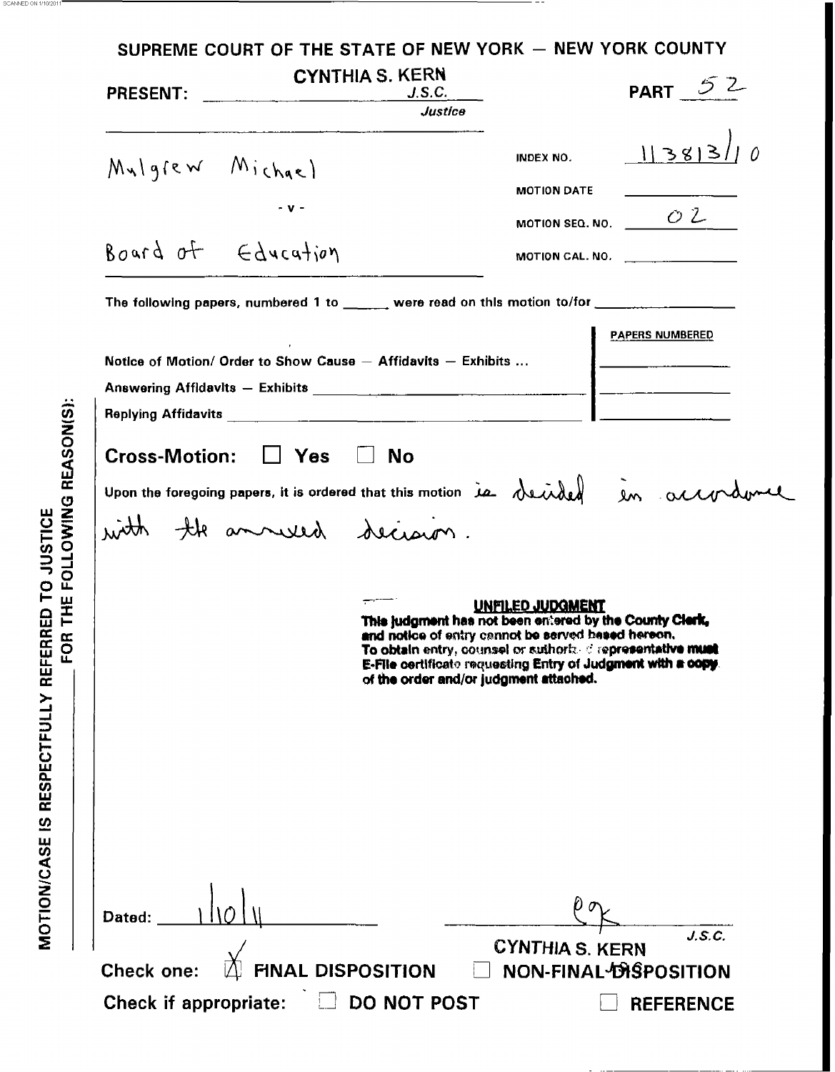SCANNED ON 1/10/2011

# SUPREME COURT OF THE STATE OF NEW YORK — NEW YORK COUNTY

**PRESENT:** CYNTHIA S. KERN J.S.C.
*Justice*

PART 52

Mulgrew Michael

- v -

Board of Education

INDEX NO. 113813/10

MOTION DATE

MOTION SEQ. NO. 02

MOTION CAL. NO.

The following papers, numbered 1 to ______ were read on this motion to/for ______

| | PAPERS NUMBERED |
|---|---|
| Notice of Motion/ Order to Show Cause — Affidavits — Exhibits ... | |
| Answering Affidavits — Exhibits | |
| Replying Affidavits | |

**Cross-Motion:** ☐ Yes ☐ No

Upon the foregoing papers, it is ordered that this motion is decided in accordance with the annexed decision.

**UNFILED JUDGMENT**
**This judgment has not been entered by the County Clerk, and notice of entry cannot be served based hereon. To obtain entry, counsel or authorized representative must E-File certificate requesting Entry of Judgment with a copy of the order and/or judgment attached.**

MOTION/CASE IS RESPECTFULLY REFERRED TO JUSTICE FOR THE FOLLOWING REASON(S):

Dated: 1/10/11

CYNTHIA S. KERN J.S.C.

Check one: ☒ FINAL DISPOSITION ☐ NON-FINAL DISPOSITION

Check if appropriate: ☐ DO NOT POST ☐ REFERENCE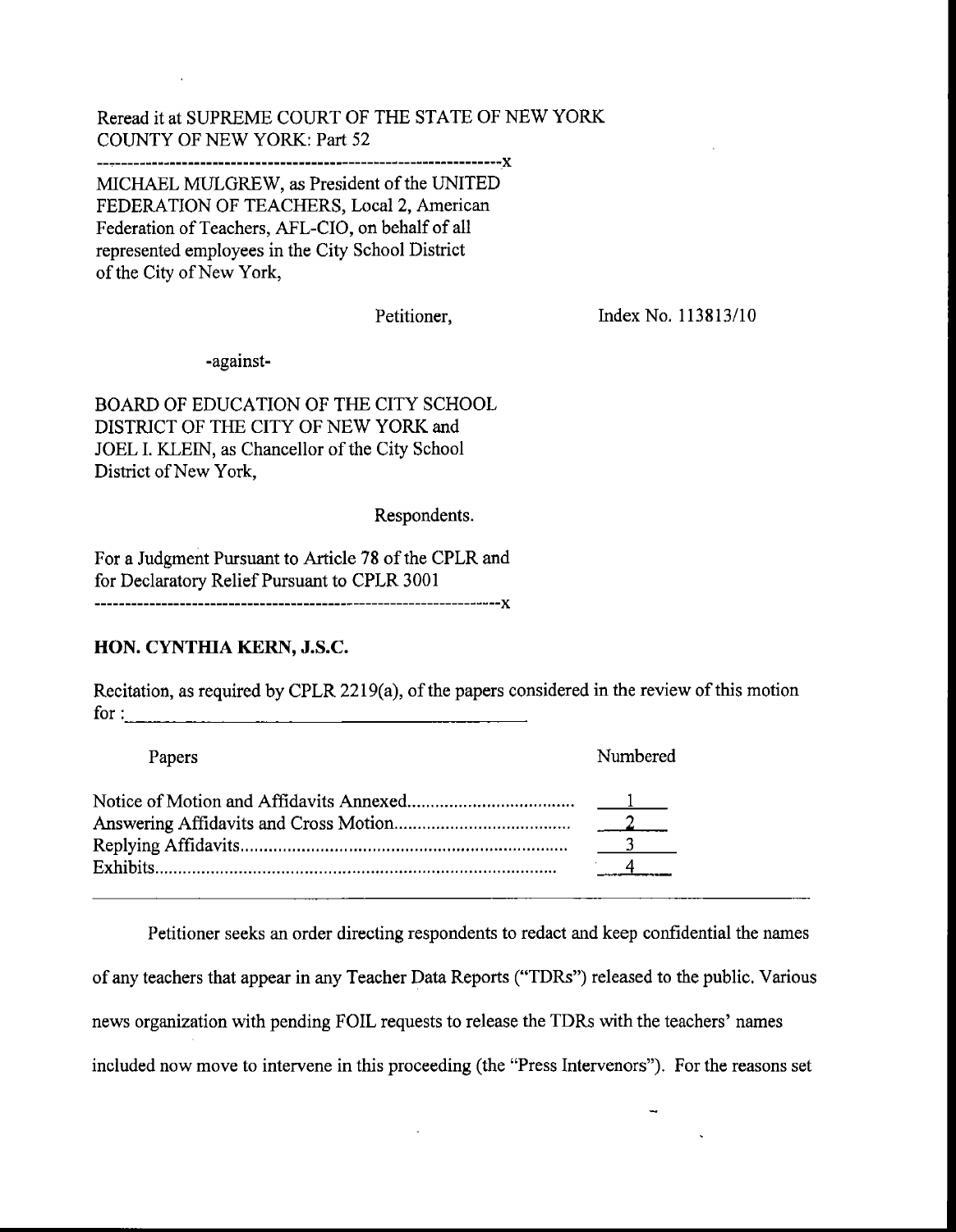Reread it at SUPREME COURT OF THE STATE OF NEW YORK
COUNTY OF NEW YORK: Part 52

-------------------------------------------------------------------x

MICHAEL MULGREW, as President of the UNITED FEDERATION OF TEACHERS, Local 2, American Federation of Teachers, AFL-CIO, on behalf of all represented employees in the City School District of the City of New York,

Petitioner,

Index No. 113813/10

-against-

BOARD OF EDUCATION OF THE CITY SCHOOL DISTRICT OF THE CITY OF NEW YORK and JOEL I. KLEIN, as Chancellor of the City School District of New York,

Respondents.

For a Judgment Pursuant to Article 78 of the CPLR and for Declaratory Relief Pursuant to CPLR 3001

-------------------------------------------------------------------x

**HON. CYNTHIA KERN, J.S.C.**

Recitation, as required by CPLR 2219(a), of the papers considered in the review of this motion for :\_\_\_\_\_\_\_\_\_\_\_\_\_\_\_\_\_\_\_\_

| Papers | Numbered |
|---|---|
| Notice of Motion and Affidavits Annexed.................................... | 1 |
| Answering Affidavits and Cross Motion...................................... | 2 |
| Replying Affidavits.............................................................. | 3 |
| Exhibits.................................................................................. | 4 |

Petitioner seeks an order directing respondents to redact and keep confidential the names of any teachers that appear in any Teacher Data Reports ("TDRs") released to the public. Various news organization with pending FOIL requests to release the TDRs with the teachers' names included now move to intervene in this proceeding (the "Press Intervenors"). For the reasons set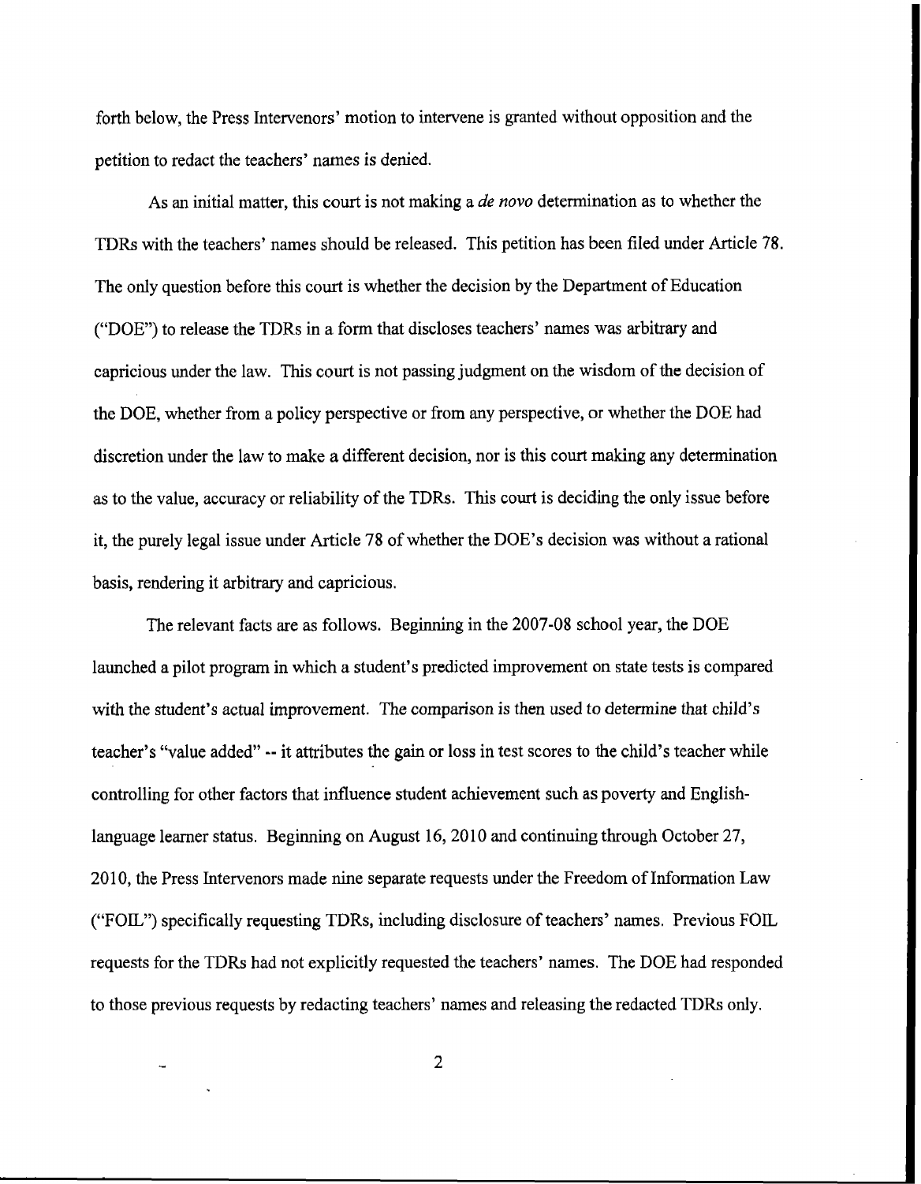forth below, the Press Intervenors' motion to intervene is granted without opposition and the petition to redact the teachers' names is denied.

As an initial matter, this court is not making a *de novo* determination as to whether the TDRs with the teachers' names should be released. This petition has been filed under Article 78. The only question before this court is whether the decision by the Department of Education ("DOE") to release the TDRs in a form that discloses teachers' names was arbitrary and capricious under the law. This court is not passing judgment on the wisdom of the decision of the DOE, whether from a policy perspective or from any perspective, or whether the DOE had discretion under the law to make a different decision, nor is this court making any determination as to the value, accuracy or reliability of the TDRs. This court is deciding the only issue before it, the purely legal issue under Article 78 of whether the DOE's decision was without a rational basis, rendering it arbitrary and capricious.

The relevant facts are as follows. Beginning in the 2007-08 school year, the DOE launched a pilot program in which a student's predicted improvement on state tests is compared with the student's actual improvement. The comparison is then used to determine that child's teacher's "value added" -- it attributes the gain or loss in test scores to the child's teacher while controlling for other factors that influence student achievement such as poverty and English-language learner status. Beginning on August 16, 2010 and continuing through October 27, 2010, the Press Intervenors made nine separate requests under the Freedom of Information Law ("FOIL") specifically requesting TDRs, including disclosure of teachers' names. Previous FOIL requests for the TDRs had not explicitly requested the teachers' names. The DOE had responded to those previous requests by redacting teachers' names and releasing the redacted TDRs only.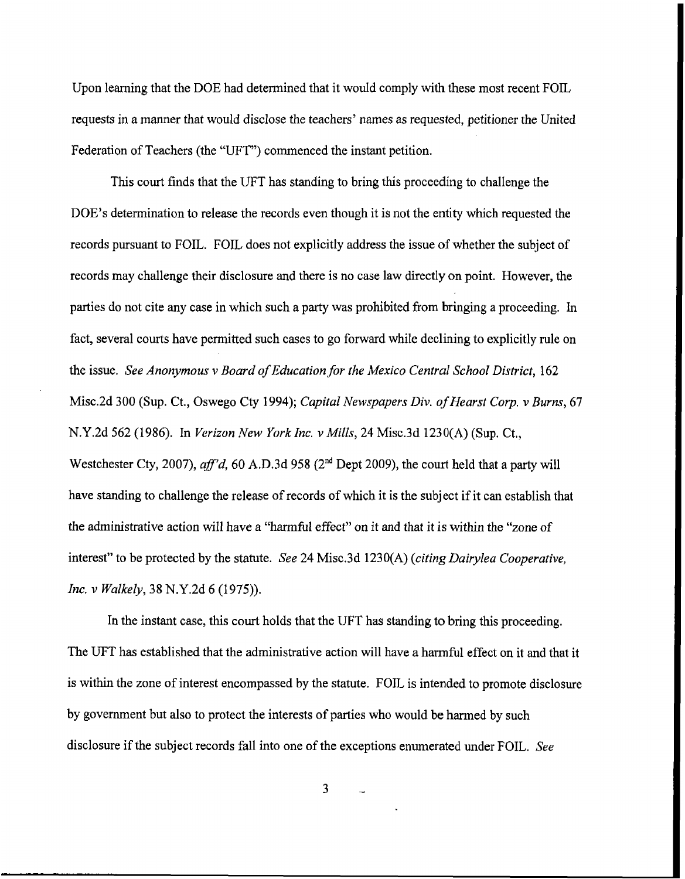Upon learning that the DOE had determined that it would comply with these most recent FOIL requests in a manner that would disclose the teachers' names as requested, petitioner the United Federation of Teachers (the "UFT") commenced the instant petition.

This court finds that the UFT has standing to bring this proceeding to challenge the DOE's determination to release the records even though it is not the entity which requested the records pursuant to FOIL. FOIL does not explicitly address the issue of whether the subject of records may challenge their disclosure and there is no case law directly on point. However, the parties do not cite any case in which such a party was prohibited from bringing a proceeding. In fact, several courts have permitted such cases to go forward while declining to explicitly rule on the issue. *See Anonymous v Board of Education for the Mexico Central School District*, 162 Misc.2d 300 (Sup. Ct., Oswego Cty 1994); *Capital Newspapers Div. of Hearst Corp. v Burns*, 67 N.Y.2d 562 (1986). In *Verizon New York Inc. v Mills*, 24 Misc.3d 1230(A) (Sup. Ct., Westchester Cty, 2007), *aff'd*, 60 A.D.3d 958 (2nd Dept 2009), the court held that a party will have standing to challenge the release of records of which it is the subject if it can establish that the administrative action will have a "harmful effect" on it and that it is within the "zone of interest" to be protected by the statute. *See* 24 Misc.3d 1230(A) (*citing Dairylea Cooperative, Inc. v Walkely*, 38 N.Y.2d 6 (1975)).

In the instant case, this court holds that the UFT has standing to bring this proceeding. The UFT has established that the administrative action will have a harmful effect on it and that it is within the zone of interest encompassed by the statute. FOIL is intended to promote disclosure by government but also to protect the interests of parties who would be harmed by such disclosure if the subject records fall into one of the exceptions enumerated under FOIL. *See*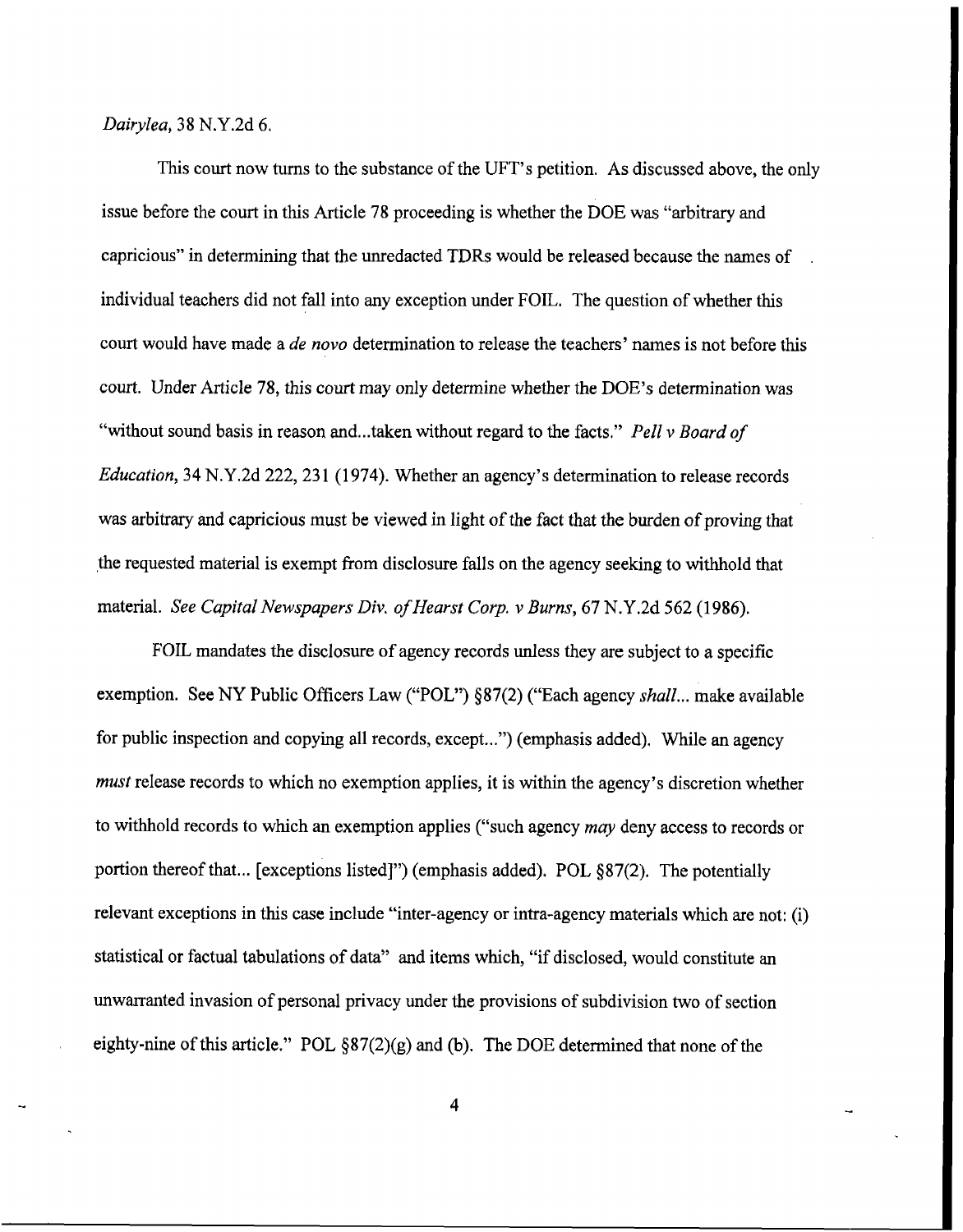*Dairylea*, 38 N.Y.2d 6.

This court now turns to the substance of the UFT's petition. As discussed above, the only issue before the court in this Article 78 proceeding is whether the DOE was "arbitrary and capricious" in determining that the unredacted TDRs would be released because the names of individual teachers did not fall into any exception under FOIL. The question of whether this court would have made a *de novo* determination to release the teachers' names is not before this court. Under Article 78, this court may only determine whether the DOE's determination was "without sound basis in reason and...taken without regard to the facts." *Pell v Board of Education*, 34 N.Y.2d 222, 231 (1974). Whether an agency's determination to release records was arbitrary and capricious must be viewed in light of the fact that the burden of proving that the requested material is exempt from disclosure falls on the agency seeking to withhold that material. *See Capital Newspapers Div. of Hearst Corp. v Burns*, 67 N.Y.2d 562 (1986).

FOIL mandates the disclosure of agency records unless they are subject to a specific exemption. See NY Public Officers Law ("POL") §87(2) ("Each agency *shall*... make available for public inspection and copying all records, except...") (emphasis added). While an agency *must* release records to which no exemption applies, it is within the agency's discretion whether to withhold records to which an exemption applies ("such agency *may* deny access to records or portion thereof that... [exceptions listed]") (emphasis added). POL §87(2). The potentially relevant exceptions in this case include "inter-agency or intra-agency materials which are not: (i) statistical or factual tabulations of data" and items which, "if disclosed, would constitute an unwarranted invasion of personal privacy under the provisions of subdivision two of section eighty-nine of this article." POL §87(2)(g) and (b). The DOE determined that none of the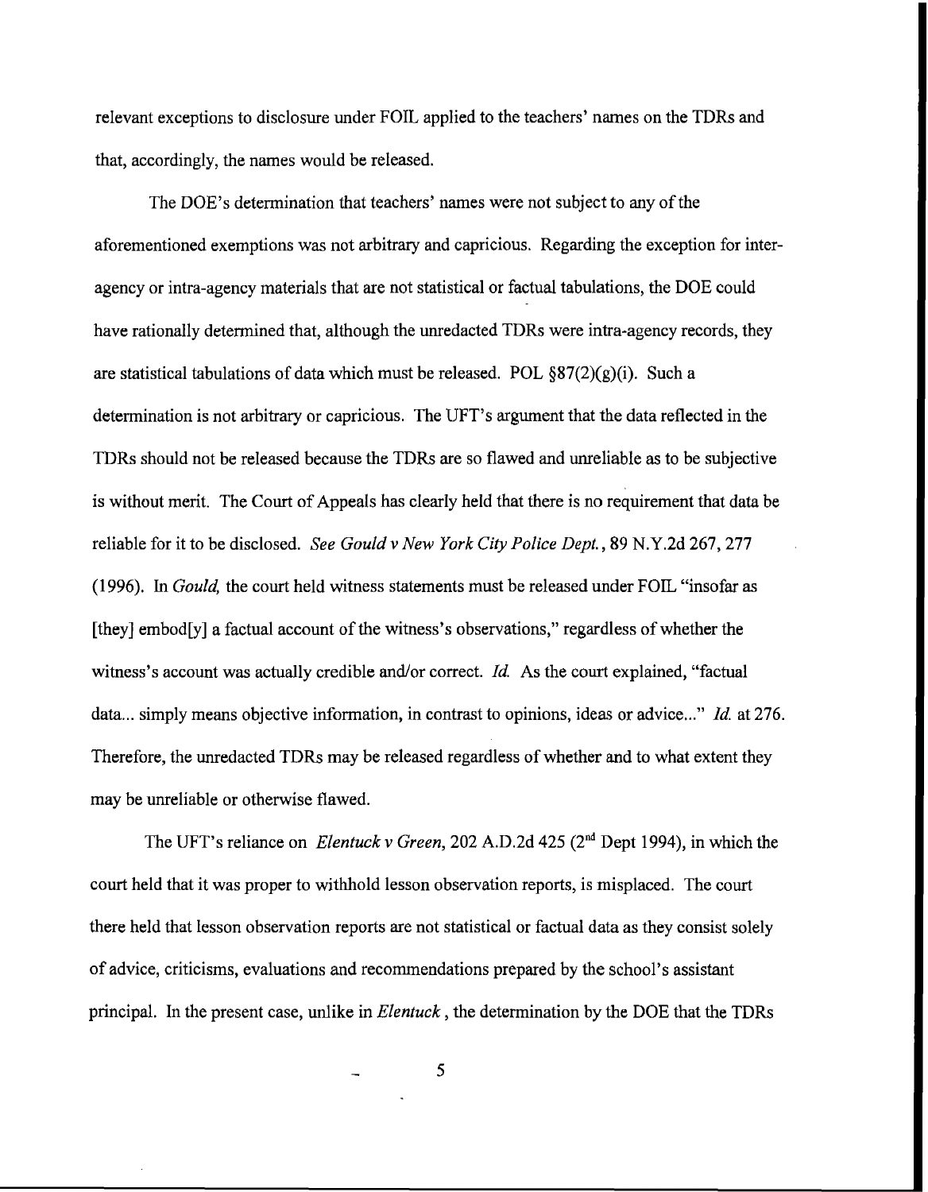relevant exceptions to disclosure under FOIL applied to the teachers' names on the TDRs and that, accordingly, the names would be released.

The DOE's determination that teachers' names were not subject to any of the aforementioned exemptions was not arbitrary and capricious. Regarding the exception for inter-agency or intra-agency materials that are not statistical or factual tabulations, the DOE could have rationally determined that, although the unredacted TDRs were intra-agency records, they are statistical tabulations of data which must be released. POL §87(2)(g)(i). Such a determination is not arbitrary or capricious. The UFT's argument that the data reflected in the TDRs should not be released because the TDRs are so flawed and unreliable as to be subjective is without merit. The Court of Appeals has clearly held that there is no requirement that data be reliable for it to be disclosed. *See Gould v New York City Police Dept.*, 89 N.Y.2d 267, 277 (1996). In *Gould,* the court held witness statements must be released under FOIL "insofar as [they] embod[y] a factual account of the witness's observations," regardless of whether the witness's account was actually credible and/or correct. *Id.* As the court explained, "factual data... simply means objective information, in contrast to opinions, ideas or advice..." *Id.* at 276. Therefore, the unredacted TDRs may be released regardless of whether and to what extent they may be unreliable or otherwise flawed.

The UFT's reliance on *Elentuck v Green*, 202 A.D.2d 425 (2nd Dept 1994), in which the court held that it was proper to withhold lesson observation reports, is misplaced. The court there held that lesson observation reports are not statistical or factual data as they consist solely of advice, criticisms, evaluations and recommendations prepared by the school's assistant principal. In the present case, unlike in *Elentuck*, the determination by the DOE that the TDRs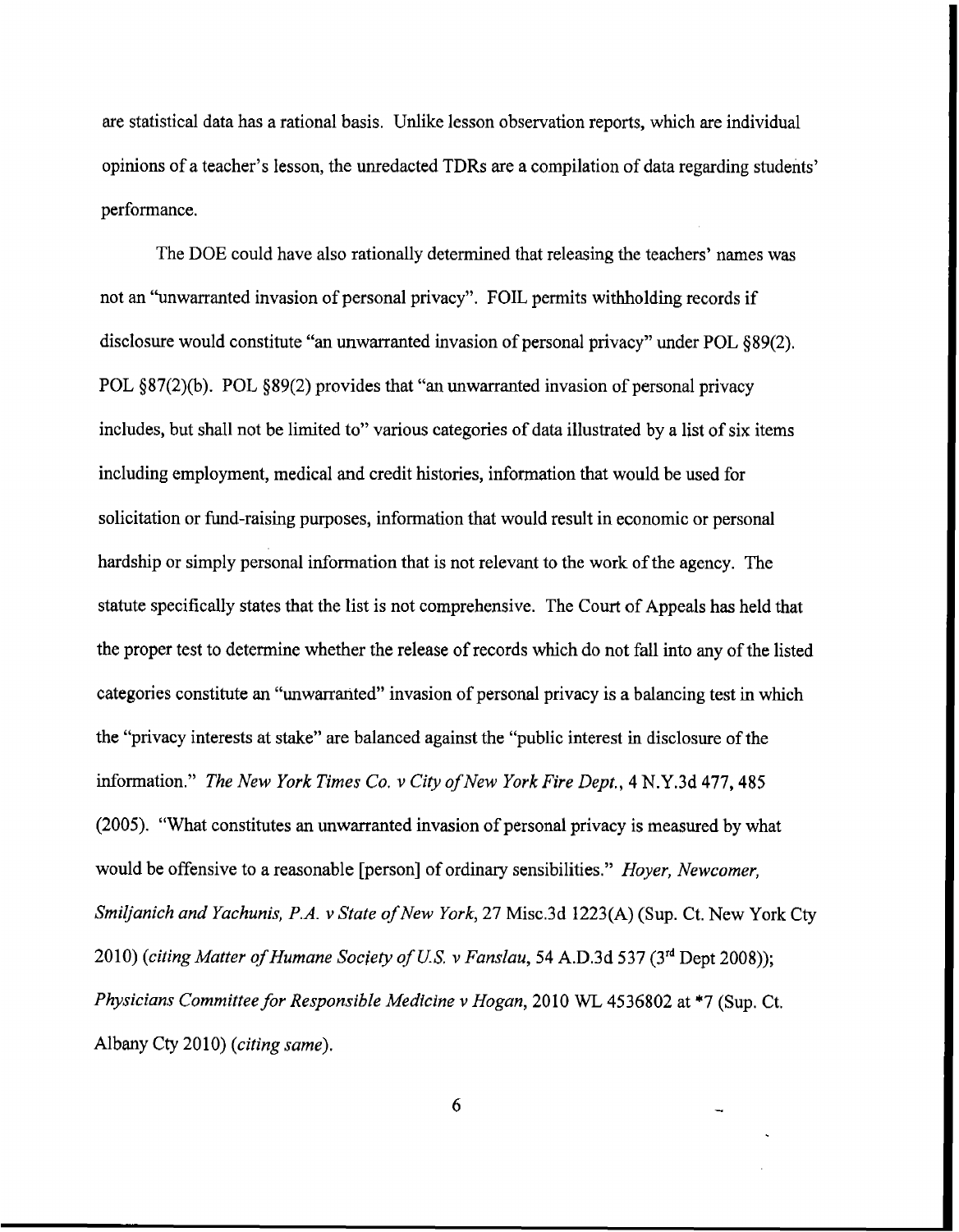are statistical data has a rational basis. Unlike lesson observation reports, which are individual opinions of a teacher's lesson, the unredacted TDRs are a compilation of data regarding students' performance.

The DOE could have also rationally determined that releasing the teachers' names was not an "unwarranted invasion of personal privacy". FOIL permits withholding records if disclosure would constitute "an unwarranted invasion of personal privacy" under POL §89(2). POL §87(2)(b). POL §89(2) provides that "an unwarranted invasion of personal privacy includes, but shall not be limited to" various categories of data illustrated by a list of six items including employment, medical and credit histories, information that would be used for solicitation or fund-raising purposes, information that would result in economic or personal hardship or simply personal information that is not relevant to the work of the agency. The statute specifically states that the list is not comprehensive. The Court of Appeals has held that the proper test to determine whether the release of records which do not fall into any of the listed categories constitute an "unwarranted" invasion of personal privacy is a balancing test in which the "privacy interests at stake" are balanced against the "public interest in disclosure of the information." *The New York Times Co. v City of New York Fire Dept.*, 4 N.Y.3d 477, 485 (2005). "What constitutes an unwarranted invasion of personal privacy is measured by what would be offensive to a reasonable [person] of ordinary sensibilities." *Hoyer, Newcomer, Smiljanich and Yachunis, P.A. v State of New York*, 27 Misc.3d 1223(A) (Sup. Ct. New York Cty 2010) (*citing Matter of Humane Society of U.S. v Fanslau*, 54 A.D.3d 537 (3rd Dept 2008)); *Physicians Committee for Responsible Medicine v Hogan*, 2010 WL 4536802 at *7 (Sup. Ct. Albany Cty 2010) (*citing same*).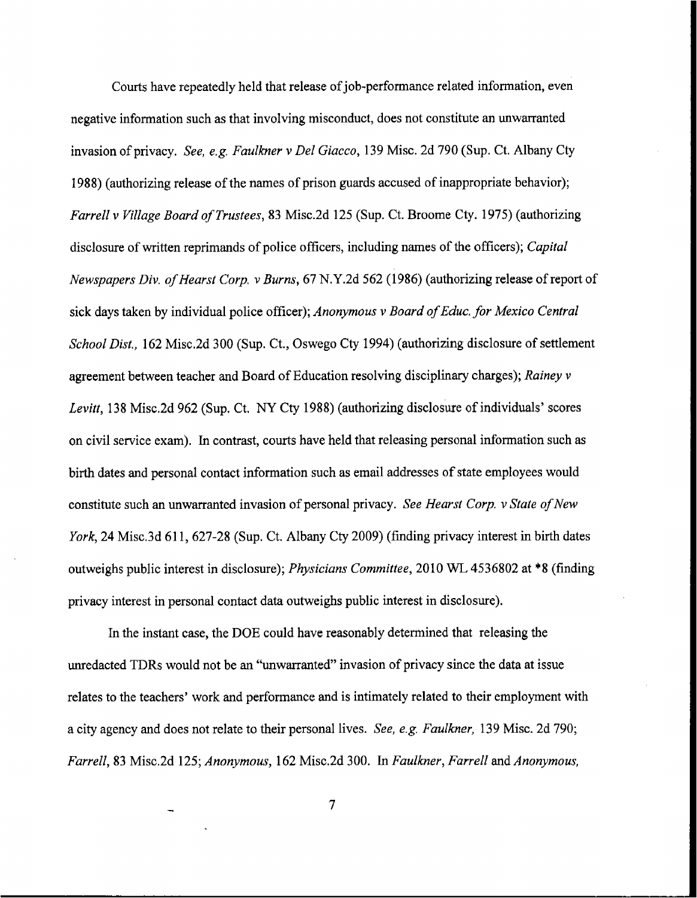Courts have repeatedly held that release of job-performance related information, even negative information such as that involving misconduct, does not constitute an unwarranted invasion of privacy. *See, e.g. Faulkner v Del Giacco*, 139 Misc. 2d 790 (Sup. Ct. Albany Cty 1988) (authorizing release of the names of prison guards accused of inappropriate behavior); *Farrell v Village Board of Trustees*, 83 Misc.2d 125 (Sup. Ct. Broome Cty. 1975) (authorizing disclosure of written reprimands of police officers, including names of the officers); *Capital Newspapers Div. of Hearst Corp. v Burns*, 67 N.Y.2d 562 (1986) (authorizing release of report of sick days taken by individual police officer); *Anonymous v Board of Educ. for Mexico Central School Dist.*, 162 Misc.2d 300 (Sup. Ct., Oswego Cty 1994) (authorizing disclosure of settlement agreement between teacher and Board of Education resolving disciplinary charges); *Rainey v Levitt*, 138 Misc.2d 962 (Sup. Ct. NY Cty 1988) (authorizing disclosure of individuals' scores on civil service exam). In contrast, courts have held that releasing personal information such as birth dates and personal contact information such as email addresses of state employees would constitute such an unwarranted invasion of personal privacy. *See Hearst Corp. v State of New York*, 24 Misc.3d 611, 627-28 (Sup. Ct. Albany Cty 2009) (finding privacy interest in birth dates outweighs public interest in disclosure); *Physicians Committee*, 2010 WL 4536802 at *8 (finding privacy interest in personal contact data outweighs public interest in disclosure).

In the instant case, the DOE could have reasonably determined that releasing the unredacted TDRs would not be an "unwarranted" invasion of privacy since the data at issue relates to the teachers' work and performance and is intimately related to their employment with a city agency and does not relate to their personal lives. *See, e.g. Faulkner*, 139 Misc. 2d 790; *Farrell*, 83 Misc.2d 125; *Anonymous*, 162 Misc.2d 300. In *Faulkner*, *Farrell* and *Anonymous*,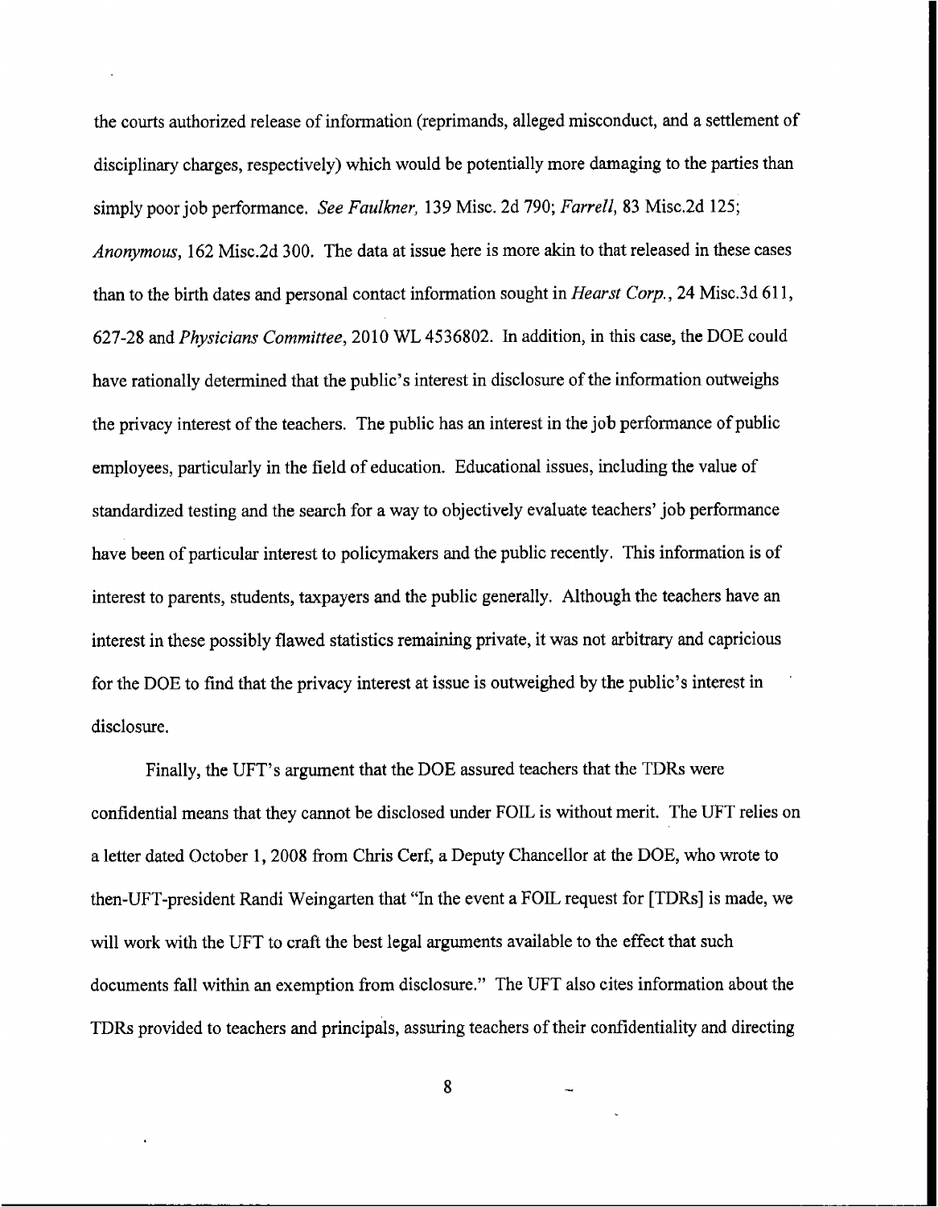the courts authorized release of information (reprimands, alleged misconduct, and a settlement of disciplinary charges, respectively) which would be potentially more damaging to the parties than simply poor job performance. *See Faulkner,* 139 Misc. 2d 790; *Farrell,* 83 Misc.2d 125; *Anonymous,* 162 Misc.2d 300. The data at issue here is more akin to that released in these cases than to the birth dates and personal contact information sought in *Hearst Corp.*, 24 Misc.3d 611, 627-28 and *Physicians Committee*, 2010 WL 4536802. In addition, in this case, the DOE could have rationally determined that the public's interest in disclosure of the information outweighs the privacy interest of the teachers. The public has an interest in the job performance of public employees, particularly in the field of education. Educational issues, including the value of standardized testing and the search for a way to objectively evaluate teachers' job performance have been of particular interest to policymakers and the public recently. This information is of interest to parents, students, taxpayers and the public generally. Although the teachers have an interest in these possibly flawed statistics remaining private, it was not arbitrary and capricious for the DOE to find that the privacy interest at issue is outweighed by the public's interest in disclosure.

Finally, the UFT's argument that the DOE assured teachers that the TDRs were confidential means that they cannot be disclosed under FOIL is without merit. The UFT relies on a letter dated October 1, 2008 from Chris Cerf, a Deputy Chancellor at the DOE, who wrote to then-UFT-president Randi Weingarten that "In the event a FOIL request for [TDRs] is made, we will work with the UFT to craft the best legal arguments available to the effect that such documents fall within an exemption from disclosure." The UFT also cites information about the TDRs provided to teachers and principals, assuring teachers of their confidentiality and directing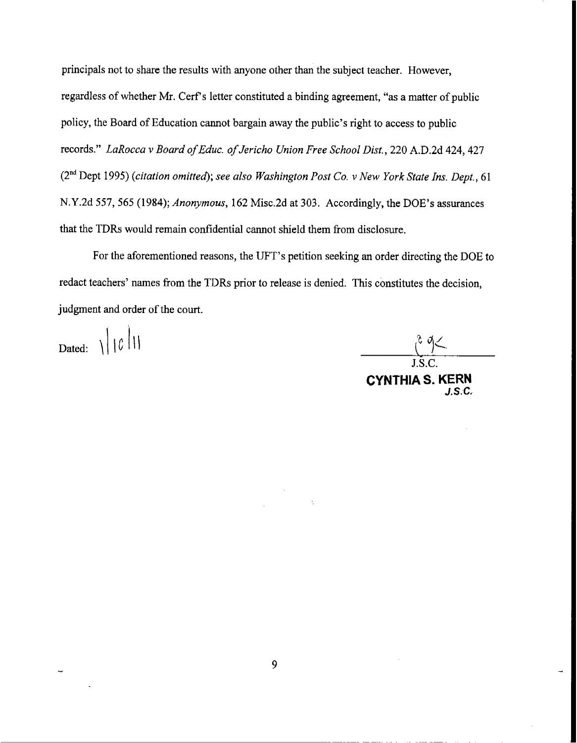principals not to share the results with anyone other than the subject teacher. However, regardless of whether Mr. Cerf's letter constituted a binding agreement, "as a matter of public policy, the Board of Education cannot bargain away the public's right to access to public records." *LaRocca v Board of Educ. of Jericho Union Free School Dist.*, 220 A.D.2d 424, 427 (2nd Dept 1995) (*citation omitted*); *see also Washington Post Co. v New York State Ins. Dept.*, 61 N.Y.2d 557, 565 (1984); *Anonymous*, 162 Misc.2d at 303. Accordingly, the DOE's assurances that the TDRs would remain confidential cannot shield them from disclosure.

For the aforementioned reasons, the UFT's petition seeking an order directing the DOE to redact teachers' names from the TDRs prior to release is denied. This constitutes the decision, judgment and order of the court.

Dated: 1/10/11

J.S.C.

**CYNTHIA S. KERN**
***J.S.C.***